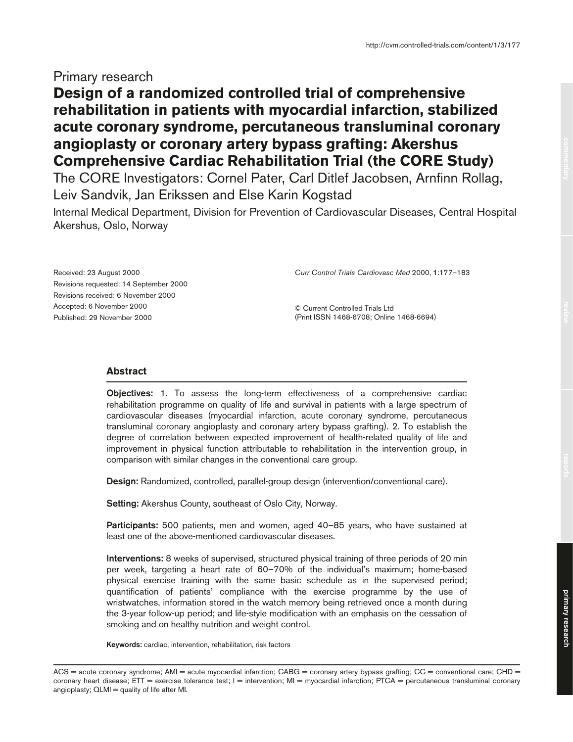Primary research

# Design of a randomized controlled trial of comprehensive rehabilitation in patients with myocardial infarction, stabilized acute coronary syndrome, percutaneous transluminal coronary angioplasty or coronary artery bypass grafting: Akershus Comprehensive Cardiac Rehabilitation Trial (the CORE Study)

The CORE Investigators: Cornel Pater, Carl Ditlef Jacobsen, Arnfinn Rollag, Leiv Sandvik, Jan Erikssen and Else Karin Kogstad

Internal Medical Department, Division for Prevention of Cardiovascular Diseases, Central Hospital Akershus, Oslo, Norway

Received: 23 August 2000
Revisions requested: 14 September 2000
Revisions received: 6 November 2000
Accepted: 6 November 2000
Published: 29 November 2000

*Curr Control Trials Cardiovasc Med* 2000, **1**:177–183

© Current Controlled Trials Ltd
(Print ISSN 1468-6708; Online 1468-6694)

## Abstract

**Objectives:** 1. To assess the long-term effectiveness of a comprehensive cardiac rehabilitation programme on quality of life and survival in patients with a large spectrum of cardiovascular diseases (myocardial infarction, acute coronary syndrome, percutaneous transluminal coronary angioplasty and coronary artery bypass grafting). 2. To establish the degree of correlation between expected improvement of health-related quality of life and improvement in physical function attributable to rehabilitation in the intervention group, in comparison with similar changes in the conventional care group.

**Design:** Randomized, controlled, parallel-group design (intervention/conventional care).

**Setting:** Akershus County, southeast of Oslo City, Norway.

**Participants:** 500 patients, men and women, aged 40–85 years, who have sustained at least one of the above-mentioned cardiovascular diseases.

**Interventions:** 8 weeks of supervised, structured physical training of three periods of 20 min per week, targeting a heart rate of 60–70% of the individual's maximum; home-based physical exercise training with the same basic schedule as in the supervised period; quantification of patients' compliance with the exercise programme by the use of wristwatches, information stored in the watch memory being retrieved once a month during the 3-year follow-up period; and life-style modification with an emphasis on the cessation of smoking and on healthy nutrition and weight control.

**Keywords:** cardiac, intervention, rehabilitation, risk factors

ACS = acute coronary syndrome; AMI = acute myocardial infarction; CABG = coronary artery bypass grafting; CC = conventional care; CHD = coronary heart disease; ETT = exercise tolerance test; I = intervention; MI = myocardial infarction; PTCA = percutaneous transluminal coronary angioplasty; QLMI = quality of life after MI.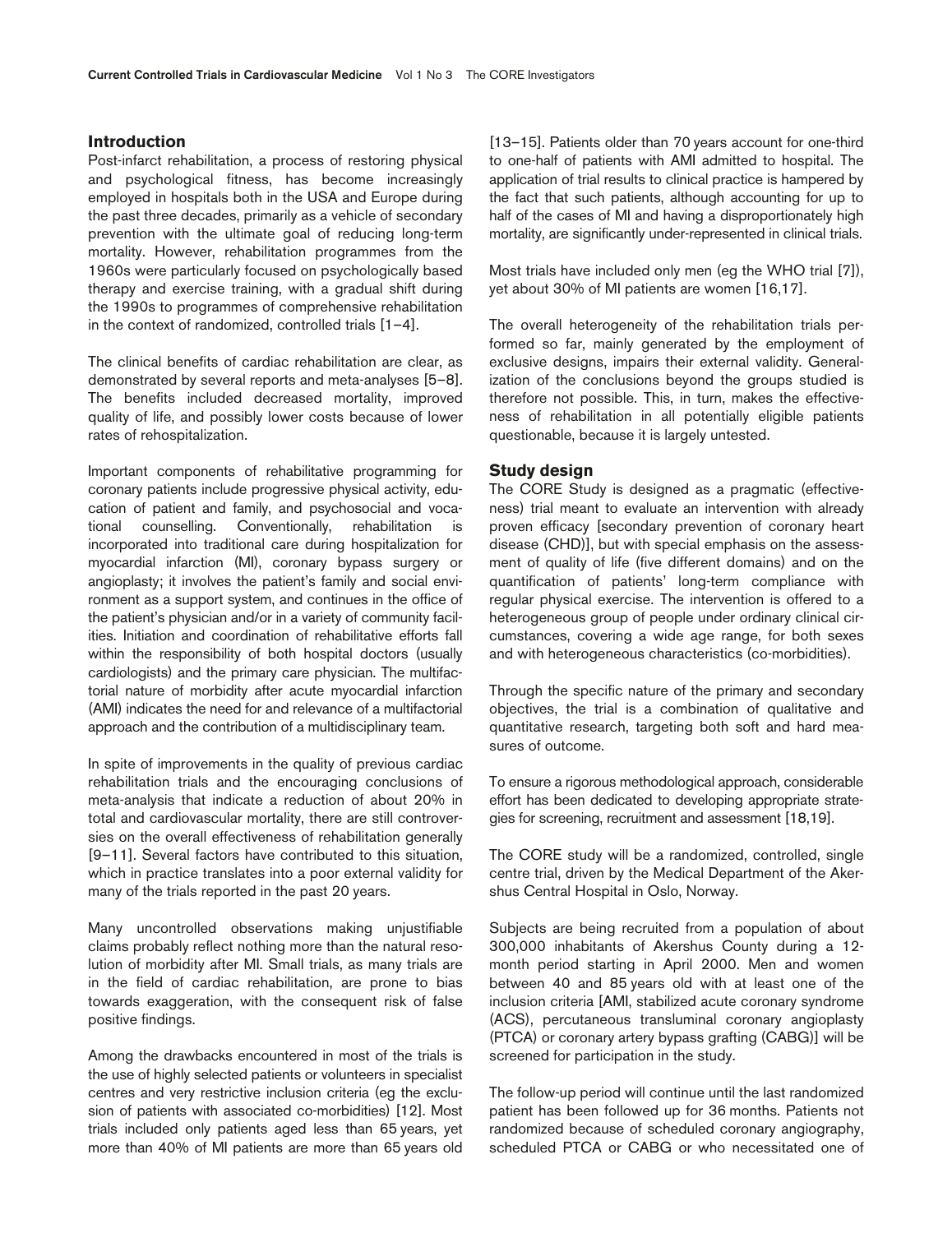## Introduction

Post-infarct rehabilitation, a process of restoring physical and psychological fitness, has become increasingly employed in hospitals both in the USA and Europe during the past three decades, primarily as a vehicle of secondary prevention with the ultimate goal of reducing long-term mortality. However, rehabilitation programmes from the 1960s were particularly focused on psychologically based therapy and exercise training, with a gradual shift during the 1990s to programmes of comprehensive rehabilitation in the context of randomized, controlled trials [1–4].

The clinical benefits of cardiac rehabilitation are clear, as demonstrated by several reports and meta-analyses [5–8]. The benefits included decreased mortality, improved quality of life, and possibly lower costs because of lower rates of rehospitalization.

Important components of rehabilitative programming for coronary patients include progressive physical activity, education of patient and family, and psychosocial and vocational counselling. Conventionally, rehabilitation is incorporated into traditional care during hospitalization for myocardial infarction (MI), coronary bypass surgery or angioplasty; it involves the patient's family and social environment as a support system, and continues in the office of the patient's physician and/or in a variety of community facilities. Initiation and coordination of rehabilitative efforts fall within the responsibility of both hospital doctors (usually cardiologists) and the primary care physician. The multifactorial nature of morbidity after acute myocardial infarction (AMI) indicates the need for and relevance of a multifactorial approach and the contribution of a multidisciplinary team.

In spite of improvements in the quality of previous cardiac rehabilitation trials and the encouraging conclusions of meta-analysis that indicate a reduction of about 20% in total and cardiovascular mortality, there are still controversies on the overall effectiveness of rehabilitation generally [9–11]. Several factors have contributed to this situation, which in practice translates into a poor external validity for many of the trials reported in the past 20 years.

Many uncontrolled observations making unjustifiable claims probably reflect nothing more than the natural resolution of morbidity after MI. Small trials, as many trials are in the field of cardiac rehabilitation, are prone to bias towards exaggeration, with the consequent risk of false positive findings.

Among the drawbacks encountered in most of the trials is the use of highly selected patients or volunteers in specialist centres and very restrictive inclusion criteria (eg the exclusion of patients with associated co-morbidities) [12]. Most trials included only patients aged less than 65 years, yet more than 40% of MI patients are more than 65 years old [13–15]. Patients older than 70 years account for one-third to one-half of patients with AMI admitted to hospital. The application of trial results to clinical practice is hampered by the fact that such patients, although accounting for up to half of the cases of MI and having a disproportionately high mortality, are significantly under-represented in clinical trials.

Most trials have included only men (eg the WHO trial [7]), yet about 30% of MI patients are women [16,17].

The overall heterogeneity of the rehabilitation trials performed so far, mainly generated by the employment of exclusive designs, impairs their external validity. Generalization of the conclusions beyond the groups studied is therefore not possible. This, in turn, makes the effectiveness of rehabilitation in all potentially eligible patients questionable, because it is largely untested.

## Study design

The CORE Study is designed as a pragmatic (effectiveness) trial meant to evaluate an intervention with already proven efficacy [secondary prevention of coronary heart disease (CHD)], but with special emphasis on the assessment of quality of life (five different domains) and on the quantification of patients' long-term compliance with regular physical exercise. The intervention is offered to a heterogeneous group of people under ordinary clinical circumstances, covering a wide age range, for both sexes and with heterogeneous characteristics (co-morbidities).

Through the specific nature of the primary and secondary objectives, the trial is a combination of qualitative and quantitative research, targeting both soft and hard measures of outcome.

To ensure a rigorous methodological approach, considerable effort has been dedicated to developing appropriate strategies for screening, recruitment and assessment [18,19].

The CORE study will be a randomized, controlled, single centre trial, driven by the Medical Department of the Akershus Central Hospital in Oslo, Norway.

Subjects are being recruited from a population of about 300,000 inhabitants of Akershus County during a 12-month period starting in April 2000. Men and women between 40 and 85 years old with at least one of the inclusion criteria [AMI, stabilized acute coronary syndrome (ACS), percutaneous transluminal coronary angioplasty (PTCA) or coronary artery bypass grafting (CABG)] will be screened for participation in the study.

The follow-up period will continue until the last randomized patient has been followed up for 36 months. Patients not randomized because of scheduled coronary angiography, scheduled PTCA or CABG or who necessitated one of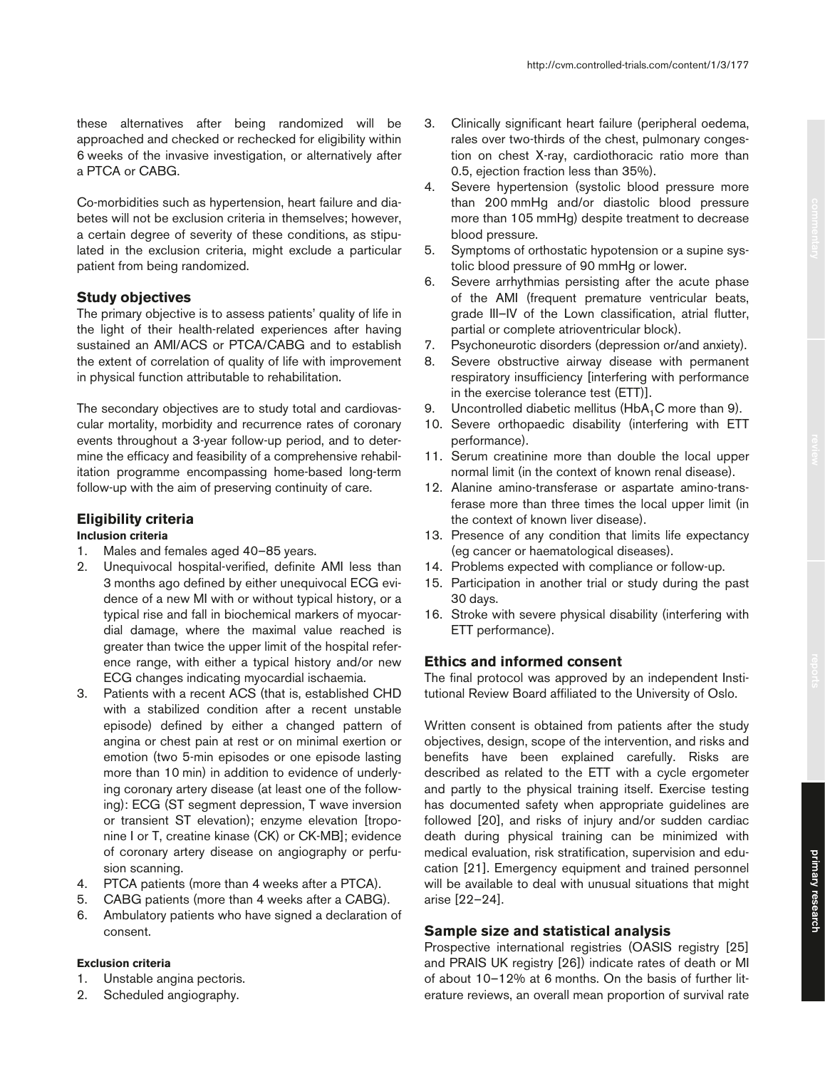these alternatives after being randomized will be approached and checked or rechecked for eligibility within 6 weeks of the invasive investigation, or alternatively after a PTCA or CABG.

Co-morbidities such as hypertension, heart failure and diabetes will not be exclusion criteria in themselves; however, a certain degree of severity of these conditions, as stipulated in the exclusion criteria, might exclude a particular patient from being randomized.

## Study objectives

The primary objective is to assess patients' quality of life in the light of their health-related experiences after having sustained an AMI/ACS or PTCA/CABG and to establish the extent of correlation of quality of life with improvement in physical function attributable to rehabilitation.

The secondary objectives are to study total and cardiovascular mortality, morbidity and recurrence rates of coronary events throughout a 3-year follow-up period, and to determine the efficacy and feasibility of a comprehensive rehabilitation programme encompassing home-based long-term follow-up with the aim of preserving continuity of care.

## Eligibility criteria

### Inclusion criteria

1. Males and females aged 40–85 years.
2. Unequivocal hospital-verified, definite AMI less than 3 months ago defined by either unequivocal ECG evidence of a new MI with or without typical history, or a typical rise and fall in biochemical markers of myocardial damage, where the maximal value reached is greater than twice the upper limit of the hospital reference range, with either a typical history and/or new ECG changes indicating myocardial ischaemia.
3. Patients with a recent ACS (that is, established CHD with a stabilized condition after a recent unstable episode) defined by either a changed pattern of angina or chest pain at rest or on minimal exertion or emotion (two 5-min episodes or one episode lasting more than 10 min) in addition to evidence of underlying coronary artery disease (at least one of the following): ECG (ST segment depression, T wave inversion or transient ST elevation); enzyme elevation [troponine I or T, creatine kinase (CK) or CK-MB]; evidence of coronary artery disease on angiography or perfusion scanning.
4. PTCA patients (more than 4 weeks after a PTCA).
5. CABG patients (more than 4 weeks after a CABG).
6. Ambulatory patients who have signed a declaration of consent.

### Exclusion criteria

1. Unstable angina pectoris.
2. Scheduled angiography.
3. Clinically significant heart failure (peripheral oedema, rales over two-thirds of the chest, pulmonary congestion on chest X-ray, cardiothoracic ratio more than 0.5, ejection fraction less than 35%).
4. Severe hypertension (systolic blood pressure more than 200 mmHg and/or diastolic blood pressure more than 105 mmHg) despite treatment to decrease blood pressure.
5. Symptoms of orthostatic hypotension or a supine systolic blood pressure of 90 mmHg or lower.
6. Severe arrhythmias persisting after the acute phase of the AMI (frequent premature ventricular beats, grade III–IV of the Lown classification, atrial flutter, partial or complete atrioventricular block).
7. Psychoneurotic disorders (depression or/and anxiety).
8. Severe obstructive airway disease with permanent respiratory insufficiency [interfering with performance in the exercise tolerance test (ETT)].
9. Uncontrolled diabetic mellitus ($HbA_1C$ more than 9).
10. Severe orthopaedic disability (interfering with ETT performance).
11. Serum creatinine more than double the local upper normal limit (in the context of known renal disease).
12. Alanine amino-transferase or aspartate amino-transferase more than three times the local upper limit (in the context of known liver disease).
13. Presence of any condition that limits life expectancy (eg cancer or haematological diseases).
14. Problems expected with compliance or follow-up.
15. Participation in another trial or study during the past 30 days.
16. Stroke with severe physical disability (interfering with ETT performance).

## Ethics and informed consent

The final protocol was approved by an independent Institutional Review Board affiliated to the University of Oslo.

Written consent is obtained from patients after the study objectives, design, scope of the intervention, and risks and benefits have been explained carefully. Risks are described as related to the ETT with a cycle ergometer and partly to the physical training itself. Exercise testing has documented safety when appropriate guidelines are followed [20], and risks of injury and/or sudden cardiac death during physical training can be minimized with medical evaluation, risk stratification, supervision and education [21]. Emergency equipment and trained personnel will be available to deal with unusual situations that might arise [22–24].

## Sample size and statistical analysis

Prospective international registries (OASIS registry [25] and PRAIS UK registry [26]) indicate rates of death or MI of about 10–12% at 6 months. On the basis of further literature reviews, an overall mean proportion of survival rate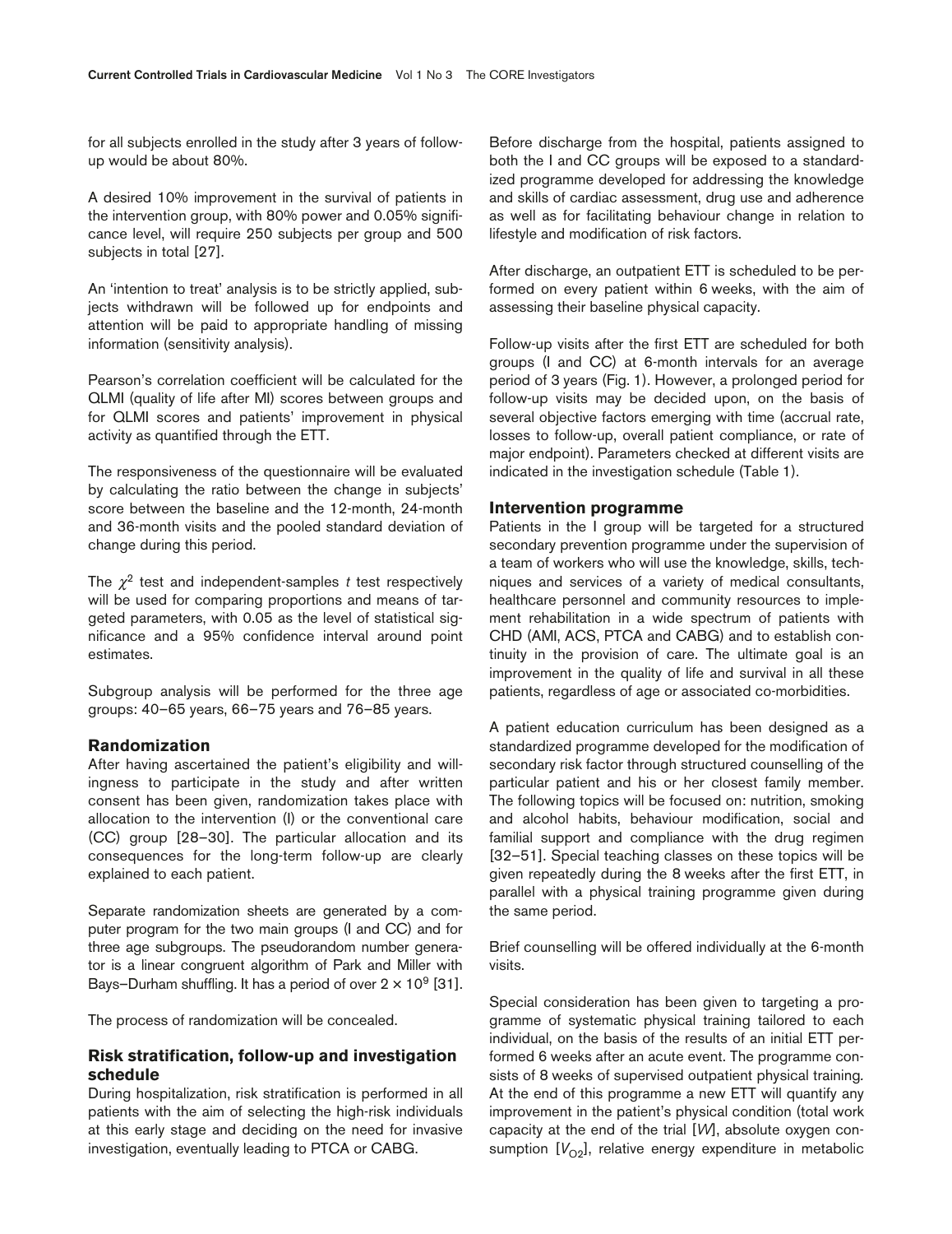for all subjects enrolled in the study after 3 years of follow-up would be about 80%.

A desired 10% improvement in the survival of patients in the intervention group, with 80% power and 0.05% significance level, will require 250 subjects per group and 500 subjects in total [27].

An 'intention to treat' analysis is to be strictly applied, subjects withdrawn will be followed up for endpoints and attention will be paid to appropriate handling of missing information (sensitivity analysis).

Pearson's correlation coefficient will be calculated for the QLMI (quality of life after MI) scores between groups and for QLMI scores and patients' improvement in physical activity as quantified through the ETT.

The responsiveness of the questionnaire will be evaluated by calculating the ratio between the change in subjects' score between the baseline and the 12-month, 24-month and 36-month visits and the pooled standard deviation of change during this period.

The $\chi^2$ test and independent-samples *t* test respectively will be used for comparing proportions and means of targeted parameters, with 0.05 as the level of statistical significance and a 95% confidence interval around point estimates.

Subgroup analysis will be performed for the three age groups: 40–65 years, 66–75 years and 76–85 years.

## Randomization

After having ascertained the patient's eligibility and willingness to participate in the study and after written consent has been given, randomization takes place with allocation to the intervention (I) or the conventional care (CC) group [28–30]. The particular allocation and its consequences for the long-term follow-up are clearly explained to each patient.

Separate randomization sheets are generated by a computer program for the two main groups (I and CC) and for three age subgroups. The pseudorandom number generator is a linear congruent algorithm of Park and Miller with Bays–Durham shuffling. It has a period of over $2 \times 10^9$ [31].

The process of randomization will be concealed.

## Risk stratification, follow-up and investigation schedule

During hospitalization, risk stratification is performed in all patients with the aim of selecting the high-risk individuals at this early stage and deciding on the need for invasive investigation, eventually leading to PTCA or CABG.

Before discharge from the hospital, patients assigned to both the I and CC groups will be exposed to a standardized programme developed for addressing the knowledge and skills of cardiac assessment, drug use and adherence as well as for facilitating behaviour change in relation to lifestyle and modification of risk factors.

After discharge, an outpatient ETT is scheduled to be performed on every patient within 6 weeks, with the aim of assessing their baseline physical capacity.

Follow-up visits after the first ETT are scheduled for both groups (I and CC) at 6-month intervals for an average period of 3 years (Fig. 1). However, a prolonged period for follow-up visits may be decided upon, on the basis of several objective factors emerging with time (accrual rate, losses to follow-up, overall patient compliance, or rate of major endpoint). Parameters checked at different visits are indicated in the investigation schedule (Table 1).

## Intervention programme

Patients in the I group will be targeted for a structured secondary prevention programme under the supervision of a team of workers who will use the knowledge, skills, techniques and services of a variety of medical consultants, healthcare personnel and community resources to implement rehabilitation in a wide spectrum of patients with CHD (AMI, ACS, PTCA and CABG) and to establish continuity in the provision of care. The ultimate goal is an improvement in the quality of life and survival in all these patients, regardless of age or associated co-morbidities.

A patient education curriculum has been designed as a standardized programme developed for the modification of secondary risk factor through structured counselling of the particular patient and his or her closest family member. The following topics will be focused on: nutrition, smoking and alcohol habits, behaviour modification, social and familial support and compliance with the drug regimen [32–51]. Special teaching classes on these topics will be given repeatedly during the 8 weeks after the first ETT, in parallel with a physical training programme given during the same period.

Brief counselling will be offered individually at the 6-month visits.

Special consideration has been given to targeting a programme of systematic physical training tailored to each individual, on the basis of the results of an initial ETT performed 6 weeks after an acute event. The programme consists of 8 weeks of supervised outpatient physical training. At the end of this programme a new ETT will quantify any improvement in the patient's physical condition (total work capacity at the end of the trial [*W*], absolute oxygen consumption [$V_{O2}$], relative energy expenditure in metabolic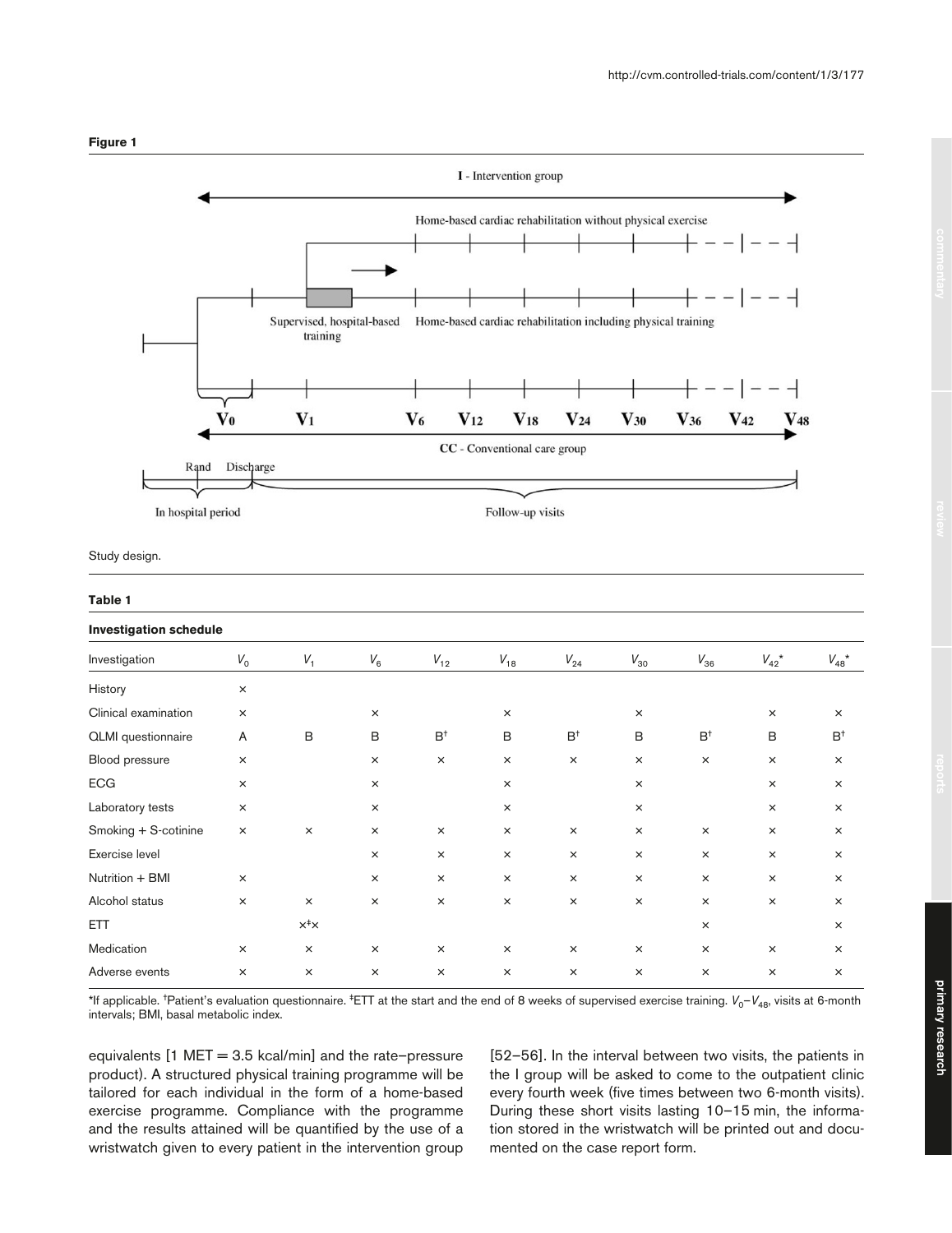**Figure 1**

Study design.

**Table 1**

**Investigation schedule**

| Investigation | $V_0$ | $V_1$ | $V_6$ | $V_{12}$ | $V_{18}$ | $V_{24}$ | $V_{30}$ | $V_{36}$ | $V_{42}$* | $V_{48}$* |
|---|---|---|---|---|---|---|---|---|---|---|
| History | × | | | | | | | | | |
| Clinical examination | × | | × | | × | | × | | × | × |
| QLMI questionnaire | A | B | B | B† | B | B† | B | B† | B | B† |
| Blood pressure | × | | × | × | × | × | × | × | × | × |
| ECG | × | | × | | × | | × | | × | × |
| Laboratory tests | × | | × | | × | | × | | × | × |
| Smoking + S-cotinine | × | × | × | × | × | × | × | × | × | × |
| Exercise level | | | × | × | × | × | × | × | × | × |
| Nutrition + BMI | × | | × | × | × | × | × | × | × | × |
| Alcohol status | × | × | × | × | × | × | × | × | × | × |
| ETT | | ×‡× | | | | | | × | | × |
| Medication | × | × | × | × | × | × | × | × | × | × |
| Adverse events | × | × | × | × | × | × | × | × | × | × |

*If applicable. †Patient's evaluation questionnaire. ‡ETT at the start and the end of 8 weeks of supervised exercise training. $V_0$–$V_{48}$, visits at 6-month intervals; BMI, basal metabolic index.

equivalents [1 MET = 3.5 kcal/min] and the rate–pressure product). A structured physical training programme will be tailored for each individual in the form of a home-based exercise programme. Compliance with the programme and the results attained will be quantified by the use of a wristwatch given to every patient in the intervention group [52–56]. In the interval between two visits, the patients in the I group will be asked to come to the outpatient clinic every fourth week (five times between two 6-month visits). During these short visits lasting 10–15 min, the information stored in the wristwatch will be printed out and documented on the case report form.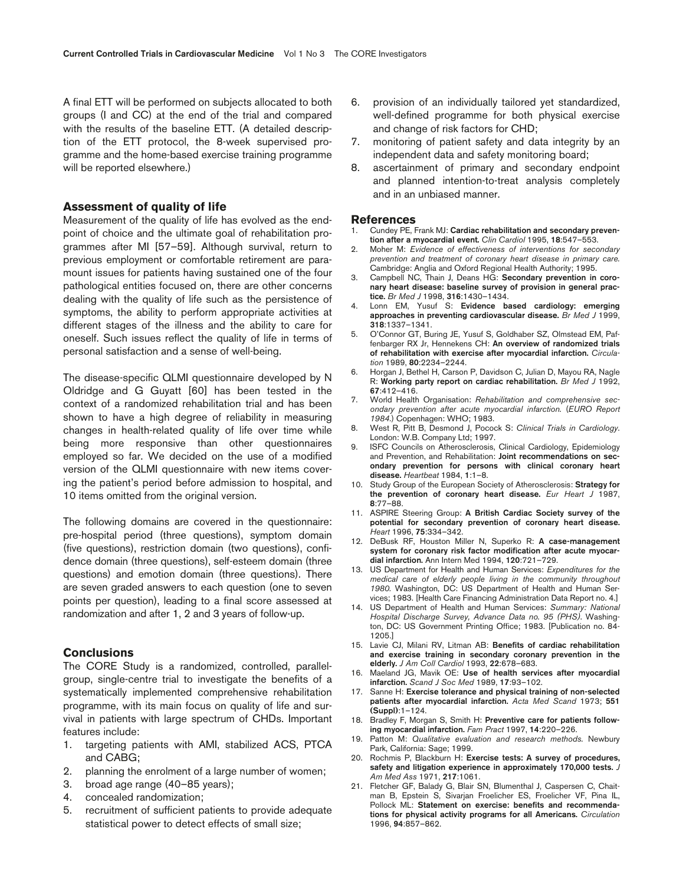A final ETT will be performed on subjects allocated to both groups (I and CC) at the end of the trial and compared with the results of the baseline ETT. (A detailed description of the ETT protocol, the 8-week supervised programme and the home-based exercise training programme will be reported elsewhere.)

## Assessment of quality of life

Measurement of the quality of life has evolved as the endpoint of choice and the ultimate goal of rehabilitation programmes after MI [57–59]. Although survival, return to previous employment or comfortable retirement are paramount issues for patients having sustained one of the four pathological entities focused on, there are other concerns dealing with the quality of life such as the persistence of symptoms, the ability to perform appropriate activities at different stages of the illness and the ability to care for oneself. Such issues reflect the quality of life in terms of personal satisfaction and a sense of well-being.

The disease-specific QLMI questionnaire developed by N Oldridge and G Guyatt [60] has been tested in the context of a randomized rehabilitation trial and has been shown to have a high degree of reliability in measuring changes in health-related quality of life over time while being more responsive than other questionnaires employed so far. We decided on the use of a modified version of the QLMI questionnaire with new items covering the patient's period before admission to hospital, and 10 items omitted from the original version.

The following domains are covered in the questionnaire: pre-hospital period (three questions), symptom domain (five questions), restriction domain (two questions), confidence domain (three questions), self-esteem domain (three questions) and emotion domain (three questions). There are seven graded answers to each question (one to seven points per question), leading to a final score assessed at randomization and after 1, 2 and 3 years of follow-up.

## Conclusions

The CORE Study is a randomized, controlled, parallel-group, single-centre trial to investigate the benefits of a systematically implemented comprehensive rehabilitation programme, with its main focus on quality of life and survival in patients with large spectrum of CHDs. Important features include:

1. targeting patients with AMI, stabilized ACS, PTCA and CABG;
2. planning the enrolment of a large number of women;
3. broad age range (40–85 years);
4. concealed randomization;
5. recruitment of sufficient patients to provide adequate statistical power to detect effects of small size;
6. provision of an individually tailored yet standardized, well-defined programme for both physical exercise and change of risk factors for CHD;
7. monitoring of patient safety and data integrity by an independent data and safety monitoring board;
8. ascertainment of primary and secondary endpoint and planned intention-to-treat analysis completely and in an unbiased manner.

## References

1. Cundey PE, Frank MJ: **Cardiac rehabilitation and secondary prevention after a myocardial event.** *Clin Cardiol* 1995, **18**:547–553.
2. Moher M: *Evidence of effectiveness of interventions for secondary prevention and treatment of coronary heart disease in primary care.* Cambridge: Anglia and Oxford Regional Health Authority; 1995.
3. Campbell NC, Thain J, Deans HG: **Secondary prevention in coronary heart disease: baseline survey of provision in general practice.** *Br Med J* 1998, **316**:1430–1434.
4. Lonn EM, Yusuf S: **Evidence based cardiology: emerging approaches in preventing cardiovascular disease.** *Br Med J* 1999, **318**:1337–1341.
5. O'Connor GT, Buring JE, Yusuf S, Goldhaber SZ, Olmstead EM, Paffenbarger RX Jr, Hennekens CH: **An overview of randomized trials of rehabilitation with exercise after myocardial infarction.** *Circulation* 1989, **80**:2234–2244.
6. Horgan J, Bethel H, Carson P, Davidson C, Julian D, Mayou RA, Nagle R: **Working party report on cardiac rehabilitation.** *Br Med J* 1992, **67**:412–416.
7. World Health Organisation: *Rehabilitation and comprehensive secondary prevention after acute myocardial infarction.* (*EURO Report 1984.*) Copenhagen: WHO; 1983.
8. West R, Pitt B, Desmond J, Pocock S: *Clinical Trials in Cardiology.* London: W.B. Company Ltd; 1997.
9. ISFC Councils on Atherosclerosis, Clinical Cardiology, Epidemiology and Prevention, and Rehabilitation: **Joint recommendations on secondary prevention for persons with clinical coronary heart disease.** *Heartbeat* 1984, **1**:1–8.
10. Study Group of the European Society of Atherosclerosis: **Strategy for the prevention of coronary heart disease.** *Eur Heart J* 1987, **8**:77–88.
11. ASPIRE Steering Group: **A British Cardiac Society survey of the potential for secondary prevention of coronary heart disease.** *Heart* 1996, **75**:334–342.
12. DeBusk RF, Houston Miller N, Superko R: **A case-management system for coronary risk factor modification after acute myocardial infarction.** Ann Intern Med 1994, **120**:721–729.
13. US Department for Health and Human Services: *Expenditures for the medical care of elderly people living in the community throughout 1980.* Washington, DC: US Department of Health and Human Services; 1983. [Health Care Financing Administration Data Report no. 4.]
14. US Department of Health and Human Services: *Summary: National Hospital Discharge Survey, Advance Data no. 95 (PHS).* Washington, DC: US Government Printing Office; 1983. [Publication no. 84-1205.]
15. Lavie CJ, Milani RV, Litman AB: **Benefits of cardiac rehabilitation and exercise training in secondary coronary prevention in the elderly.** *J Am Coll Cardiol* 1993, **22**:678–683.
16. Maeland JG, Mavik OE: **Use of health services after myocardial infarction.** *Scand J Soc Med* 1989, **17**:93–102.
17. Sanne H: **Exercise tolerance and physical training of non-selected patients after myocardial infarction.** *Acta Med Scand* 1973; **551 (Suppl)**:1–124.
18. Bradley F, Morgan S, Smith H: **Preventive care for patients following myocardial infarction.** *Fam Pract* 1997, **14**:220–226.
19. Patton M: *Qualitative evaluation and research methods.* Newbury Park, California: Sage; 1999.
20. Rochmis P, Blackburn H: **Exercise tests: A survey of procedures, safety and litigation experience in approximately 170,000 tests.** *J Am Med Ass* 1971, **217**:1061.
21. Fletcher GF, Balady G, Blair SN, Blumenthal J, Caspersen C, Chaitman B, Epstein S, Sivarjan Froelicher ES, Froelicher VF, Pina IL, Pollock ML: **Statement on exercise: benefits and recommendations for physical activity programs for all Americans.** *Circulation* 1996, **94**:857–862.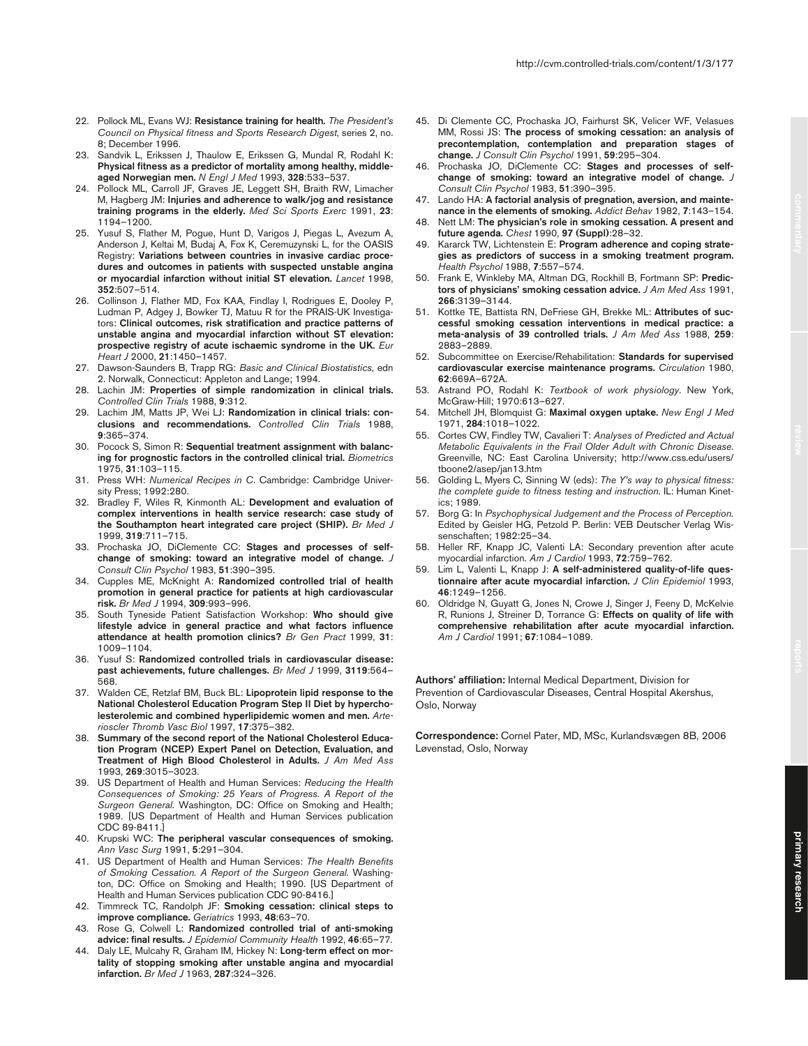22. Pollock ML, Evans WJ: **Resistance training for health.** *The President's Council on Physical fitness and Sports Research Digest*, series 2, no. 8; December 1996.
23. Sandvik L, Erikssen J, Thaulow E, Erikssen G, Mundal R, Rodahl K: **Physical fitness as a predictor of mortality among healthy, middle-aged Norwegian men.** *N Engl J Med* 1993, **328**:533–537.
24. Pollock ML, Carroll JF, Graves JE, Leggett SH, Braith RW, Limacher M, Hagberg JM: **Injuries and adherence to walk/jog and resistance training programs in the elderly.** *Med Sci Sports Exerc* 1991, **23**: 1194–1200.
25. Yusuf S, Flather M, Pogue, Hunt D, Varigos J, Piegas L, Avezum A, Anderson J, Keltai M, Budaj A, Fox K, Ceremuzynski L, for the OASIS Registry: **Variations between countries in invasive cardiac procedures and outcomes in patients with suspected unstable angina or myocardial infarction without initial ST elevation.** *Lancet* 1998, **352**:507–514.
26. Collinson J, Flather MD, Fox KAA, Findlay I, Rodrigues E, Dooley P, Ludman P, Adgey J, Bowker TJ, Matuu R for the PRAIS-UK Investigators: **Clinical outcomes, risk stratification and practice patterns of unstable angina and myocardial infarction without ST elevation: prospective registry of acute ischaemic syndrome in the UK.** *Eur Heart J* 2000, **21**:1450–1457.
27. Dawson-Saunders B, Trapp RG: *Basic and Clinical Biostatistics*, edn 2. Norwalk, Connecticut: Appleton and Lange; 1994.
28. Lachin JM: **Properties of simple randomization in clinical trials.** *Controlled Clin Trials* 1988, **9**:312.
29. Lachim JM, Matts JP, Wei LJ: **Randomization in clinical trials: conclusions and recommendations.** *Controlled Clin Trials* 1988, **9**:365–374.
30. Pocock S, Simon R: **Sequential treatment assignment with balancing for prognostic factors in the controlled clinical trial.** *Biometrics* 1975, **31**:103–115.
31. Press WH: *Numerical Recipes in C*. Cambridge: Cambridge University Press; 1992:280.
32. Bradley F, Wiles R, Kinmonth AL: **Development and evaluation of complex interventions in health service research: case study of the Southampton heart integrated care project (SHIP).** *Br Med J* 1999, **319**:711–715.
33. Prochaska JO, DiClemente CC: **Stages and processes of self-change of smoking: toward an integrative model of change.** *J Consult Clin Psychol* 1983, **51**:390–395.
34. Cupples ME, McKnight A: **Randomized controlled trial of health promotion in general practice for patients at high cardiovascular risk.** *Br Med J* 1994, **309**:993–996.
35. South Tyneside Patient Satisfaction Workshop: **Who should give lifestyle advice in general practice and what factors influence attendance at health promotion clinics?** *Br Gen Pract* 1999, **31**: 1009–1104.
36. Yusuf S: **Randomized controlled trials in cardiovascular disease: past achievements, future challenges.** *Br Med J* 1999, **3119**:564–568.
37. Walden CE, Retzlaf BM, Buck BL: **Lipoprotein lipid response to the National Cholesterol Education Program Step II Diet by hypercholesterolemic and combined hyperlipidemic women and men.** *Arterioscler Thromb Vasc Biol* 1997, **17**:375–382.
38. **Summary of the second report of the National Cholesterol Education Program (NCEP) Expert Panel on Detection, Evaluation, and Treatment of High Blood Cholesterol in Adults.** *J Am Med Ass* 1993, **269**:3015–3023.
39. US Department of Health and Human Services: *Reducing the Health Consequences of Smoking: 25 Years of Progress. A Report of the Surgeon General.* Washington, DC: Office on Smoking and Health; 1989. [US Department of Health and Human Services publication CDC 89-8411.]
40. Krupski WC: **The peripheral vascular consequences of smoking.** *Ann Vasc Surg* 1991, **5**:291–304.
41. US Department of Health and Human Services: *The Health Benefits of Smoking Cessation. A Report of the Surgeon General.* Washington, DC: Office on Smoking and Health; 1990. [US Department of Health and Human Services publication CDC 90-8416.]
42. Timmreck TC, Randolph JF: **Smoking cessation: clinical steps to improve compliance.** *Geriatrics* 1993, **48**:63–70.
43. Rose G, Colwell L: **Randomized controlled trial of anti-smoking advice: final results.** *J Epidemiol Community Health* 1992, **46**:65–77.
44. Daly LE, Mulcahy R, Graham IM, Hickey N: **Long-term effect on mortality of stopping smoking after unstable angina and myocardial infarction.** *Br Med J* 1963, **287**:324–326.
45. Di Clemente CC, Prochaska JO, Fairhurst SK, Velicer WF, Velasues MM, Rossi JS: **The process of smoking cessation: an analysis of precontemplation, contemplation and preparation stages of change.** *J Consult Clin Psychol* 1991, **59**:295–304.
46. Prochaska JO, DiClemente CC: **Stages and processes of self-change of smoking: toward an integrative model of change.** *J Consult Clin Psychol* 1983, **51**:390–395.
47. Lando HA: **A factorial analysis of pregnation, aversion, and maintenance in the elements of smoking.** *Addict Behav* 1982, **7**:143–154.
48. Nett LM: **The physician's role in smoking cessation. A present and future agenda.** *Chest* 1990, **97 (Suppl)**:28–32.
49. Kararck TW, Lichtenstein E: **Program adherence and coping strategies as predictors of success in a smoking treatment program.** *Health Psychol* 1988, **7**:557–574.
50. Frank E, Winkleby MA, Altman DG, Rockhill B, Fortmann SP: **Predictors of physicians' smoking cessation advice.** *J Am Med Ass* 1991, **266**:3139–3144.
51. Kottke TE, Battista RN, DeFriese GH, Brekke ML: **Attributes of successful smoking cessation interventions in medical practice: a meta-analysis of 39 controlled trials.** *J Am Med Ass* 1988, **259**: 2883–2889.
52. Subcommittee on Exercise/Rehabilitation: **Standards for supervised cardiovascular exercise maintenance programs.** *Circulation* 1980, **62**:669A–672A.
53. Astrand PO, Rodahl K: *Textbook of work physiology*. New York, McGraw-Hill; 1970:613–627.
54. Mitchell JH, Blomquist G: **Maximal oxygen uptake.** *New Engl J Med* 1971, **284**:1018–1022.
55. Cortes CW, Findley TW, Cavalieri T: *Analyses of Predicted and Actual Metabolic Equivalents in the Frail Older Adult with Chronic Disease.* Greenville, NC: East Carolina University; http://www.css.edu/users/tboone2/asep/jan13.htm
56. Golding L, Myers C, Sinning W (eds): *The Y's way to physical fitness: the complete guide to fitness testing and instruction.* IL: Human Kinetics; 1989.
57. Borg G: In *Psychophysical Judgement and the Process of Perception.* Edited by Geisler HG, Petzold P. Berlin: VEB Deutscher Verlag Wissenschaften; 1982:25–34.
58. Heller RF, Knapp JC, Valenti LA: Secondary prevention after acute myocardial infarction. *Am J Cardiol* 1993, **72**:759–762.
59. Lim L, Valenti L, Knapp J: **A self-administered quality-of-life questionnaire after acute myocardial infarction.** *J Clin Epidemiol* 1993, **46**:1249–1256.
60. Oldridge N, Guyatt G, Jones N, Crowe J, Singer J, Feeny D, McKelvie R, Runions J, Streiner D, Torrance G: **Effects on quality of life with comprehensive rehabilitation after acute myocardial infarction.** *Am J Cardiol* 1991; **67**:1084–1089.

**Authors' affiliation:** Internal Medical Department, Division for Prevention of Cardiovascular Diseases, Central Hospital Akershus, Oslo, Norway

**Correspondence:** Cornel Pater, MD, MSc, Kurlandsvægen 8B, 2006 Løvenstad, Oslo, Norway